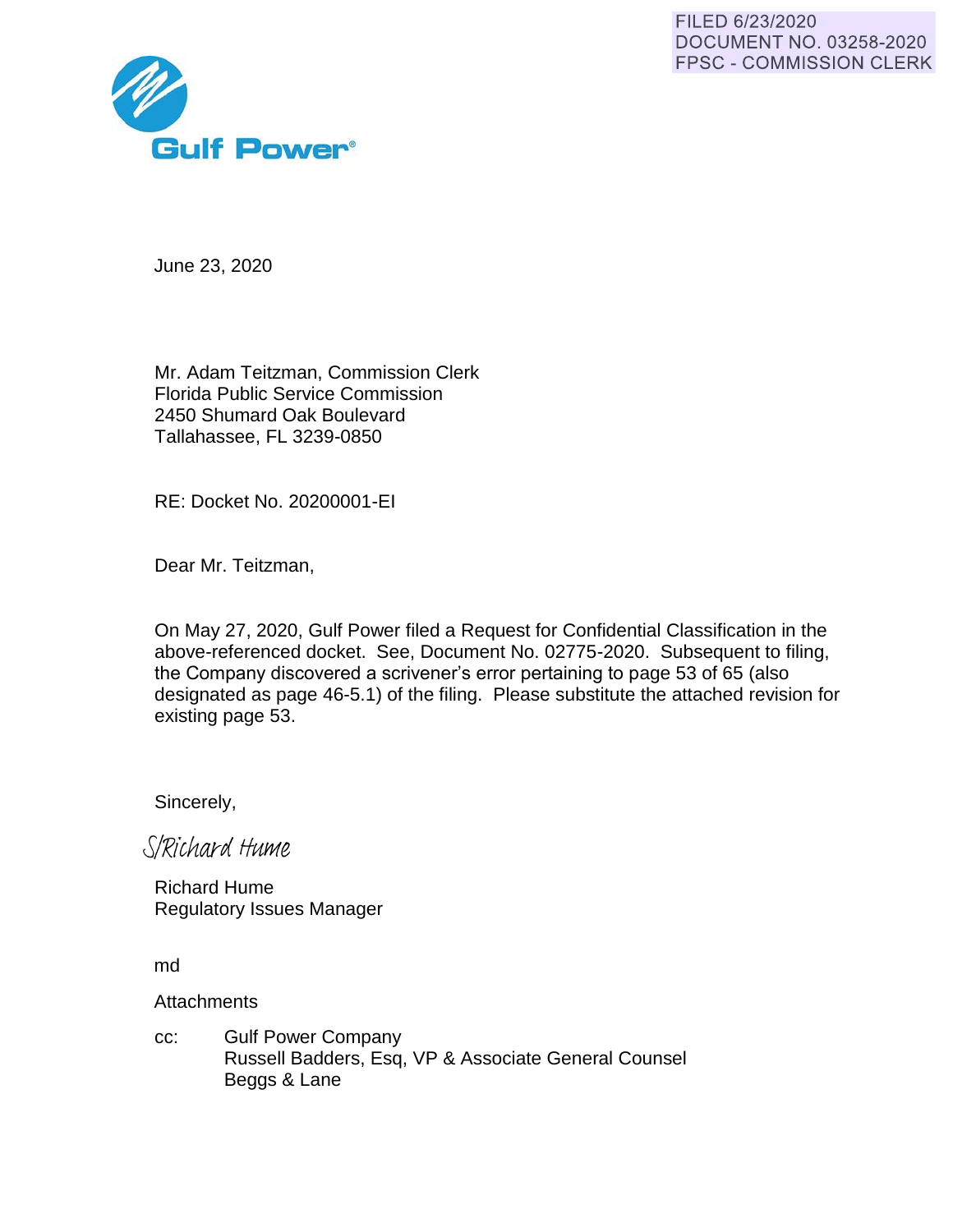FILED 6/23/2020
DOCUMENT NO. 03258-2020
FPSC - COMMISSION CLERK

Gulf Power®

June 23, 2020

Mr. Adam Teitzman, Commission Clerk
Florida Public Service Commission
2450 Shumard Oak Boulevard
Tallahassee, FL 3239-0850

RE: Docket No. 20200001-EI

Dear Mr. Teitzman,

On May 27, 2020, Gulf Power filed a Request for Confidential Classification in the above-referenced docket. See, Document No. 02775-2020. Subsequent to filing, the Company discovered a scrivener's error pertaining to page 53 of 65 (also designated as page 46-5.1) of the filing. Please substitute the attached revision for existing page 53.

Sincerely,

S/Richard Hume

Richard Hume
Regulatory Issues Manager

md

Attachments

cc: Gulf Power Company
Russell Badders, Esq, VP & Associate General Counsel
Beggs & Lane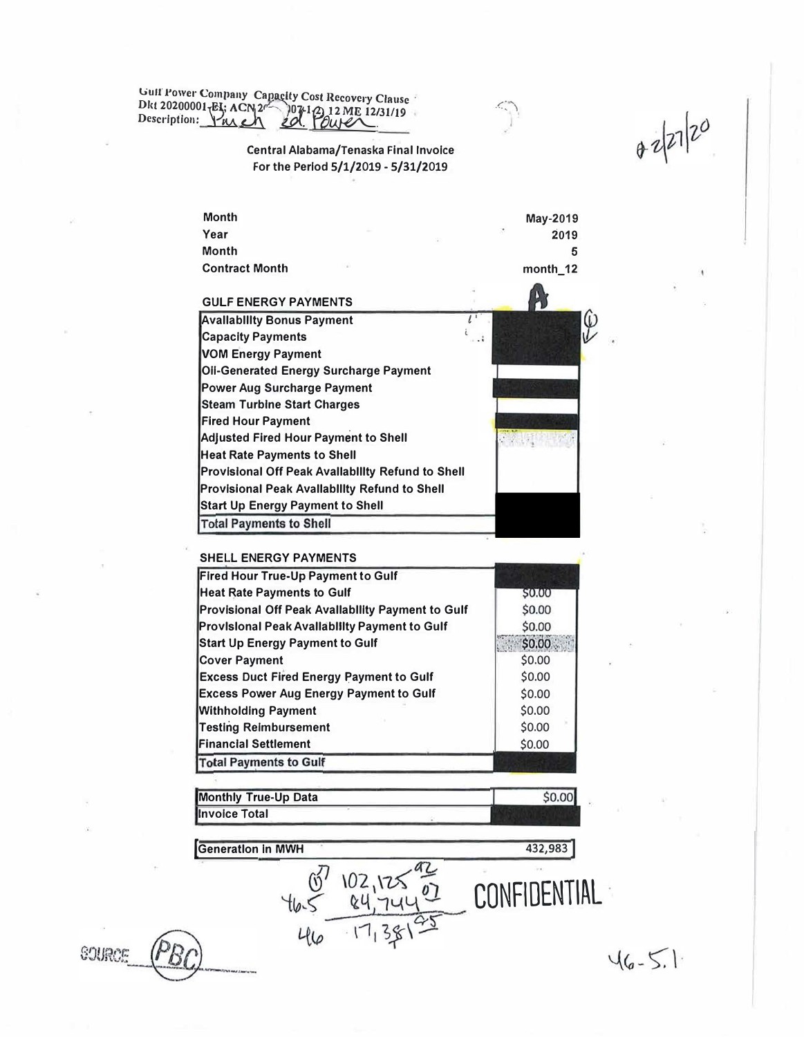Gulf Power Company Capacity Cost Recovery Clause
Dkt 20200001-EI; ACN 2- )07-1-2) 12 ME 12/31/19
Description: Purch ed Power

02/27/20

## Central Alabama/Tenaska Final Invoice
## For the Period 5/1/2019 - 5/31/2019

| | |
|---|---|
| Month | May-2019 |
| Year | 2019 |
| Month | 5 |
| Contract Month | month_12 |

**GULF ENERGY PAYMENTS**

| | A |
|---|---|
| Availability Bonus Payment | |
| Capacity Payments | |
| VOM Energy Payment | |
| Oil-Generated Energy Surcharge Payment | |
| Power Aug Surcharge Payment | |
| Steam Turbine Start Charges | |
| Fired Hour Payment | |
| Adjusted Fired Hour Payment to Shell | |
| Heat Rate Payments to Shell | |
| Provisional Off Peak Availability Refund to Shell | |
| Provisional Peak Availability Refund to Shell | |
| Start Up Energy Payment to Shell | |
| Total Payments to Shell | |

**SHELL ENERGY PAYMENTS**

| | |
|---|---|
| Fired Hour True-Up Payment to Gulf | |
| Heat Rate Payments to Gulf | $0.00 |
| Provisional Off Peak Availability Payment to Gulf | $0.00 |
| Provisional Peak Availability Payment to Gulf | $0.00 |
| Start Up Energy Payment to Gulf | $0.00 |
| Cover Payment | $0.00 |
| Excess Duct Fired Energy Payment to Gulf | $0.00 |
| Excess Power Aug Energy Payment to Gulf | $0.00 |
| Withholding Payment | $0.00 |
| Testing Reimbursement | $0.00 |
| Financial Settlement | $0.00 |
| Total Payments to Gulf | |

| | |
|---|---|
| Monthly True-Up Data | $0.00 |
| Invoice Total | |

| | |
|---|---|
| Generation in MWH | 432,983 |

(1) 102,125.92
46.5 84,744.07
46 17,381.85

CONFIDENTIAL

SOURCE PBC

46-5.1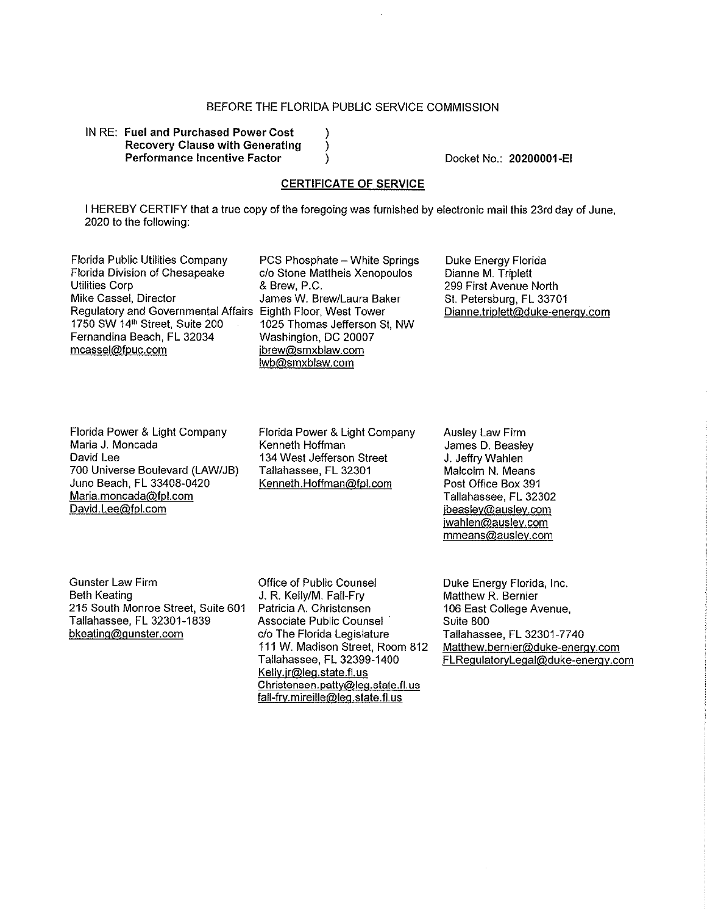BEFORE THE FLORIDA PUBLIC SERVICE COMMISSION

IN RE: **Fuel and Purchased Power Cost Recovery Clause with Generating Performance Incentive Factor**

Docket No.: **20200001-EI**

## CERTIFICATE OF SERVICE

I HEREBY CERTIFY that a true copy of the foregoing was furnished by electronic mail this 23rd day of June, 2020 to the following:

Florida Public Utilities Company
Florida Division of Chesapeake Utilities Corp
Mike Cassel, Director
Regulatory and Governmental Affairs
1750 SW 14th Street, Suite 200
Fernandina Beach, FL 32034
mcassel@fpuc.com

PCS Phosphate – White Springs
c/o Stone Mattheis Xenopoulos & Brew, P.C.
James W. Brew/Laura Baker
Eighth Floor, West Tower
1025 Thomas Jefferson St, NW
Washington, DC 20007
jbrew@smxblaw.com
lwb@smxblaw.com

Duke Energy Florida
Dianne M. Triplett
299 First Avenue North
St. Petersburg, FL 33701
Dianne.triplett@duke-energy.com

Florida Power & Light Company
Maria J. Moncada
David Lee
700 Universe Boulevard (LAW/JB)
Juno Beach, FL 33408-0420
Maria.moncada@fpl.com
David.Lee@fpl.com

Florida Power & Light Company
Kenneth Hoffman
134 West Jefferson Street
Tallahassee, FL 32301
Kenneth.Hoffman@fpl.com

Ausley Law Firm
James D. Beasley
J. Jeffry Wahlen
Malcolm N. Means
Post Office Box 391
Tallahassee, FL 32302
jbeasley@ausley.com
jwahlen@ausley.com
mmeans@ausley.com

Gunster Law Firm
Beth Keating
215 South Monroe Street, Suite 601
Tallahassee, FL 32301-1839
bkeating@gunster.com

Office of Public Counsel
J. R. Kelly/M. Fall-Fry
Patricia A. Christensen
Associate Public Counsel
c/o The Florida Legislature
111 W. Madison Street, Room 812
Tallahassee, FL 32399-1400
Kelly.jr@leg.state.fl.us
Christensen.patty@leg.state.fl.us
fall-fry.mireille@leg.state.fl.us

Duke Energy Florida, Inc.
Matthew R. Bernier
106 East College Avenue, Suite 800
Tallahassee, FL 32301-7740
Matthew.bernier@duke-energy.com
FLRegulatoryLegal@duke-energy.com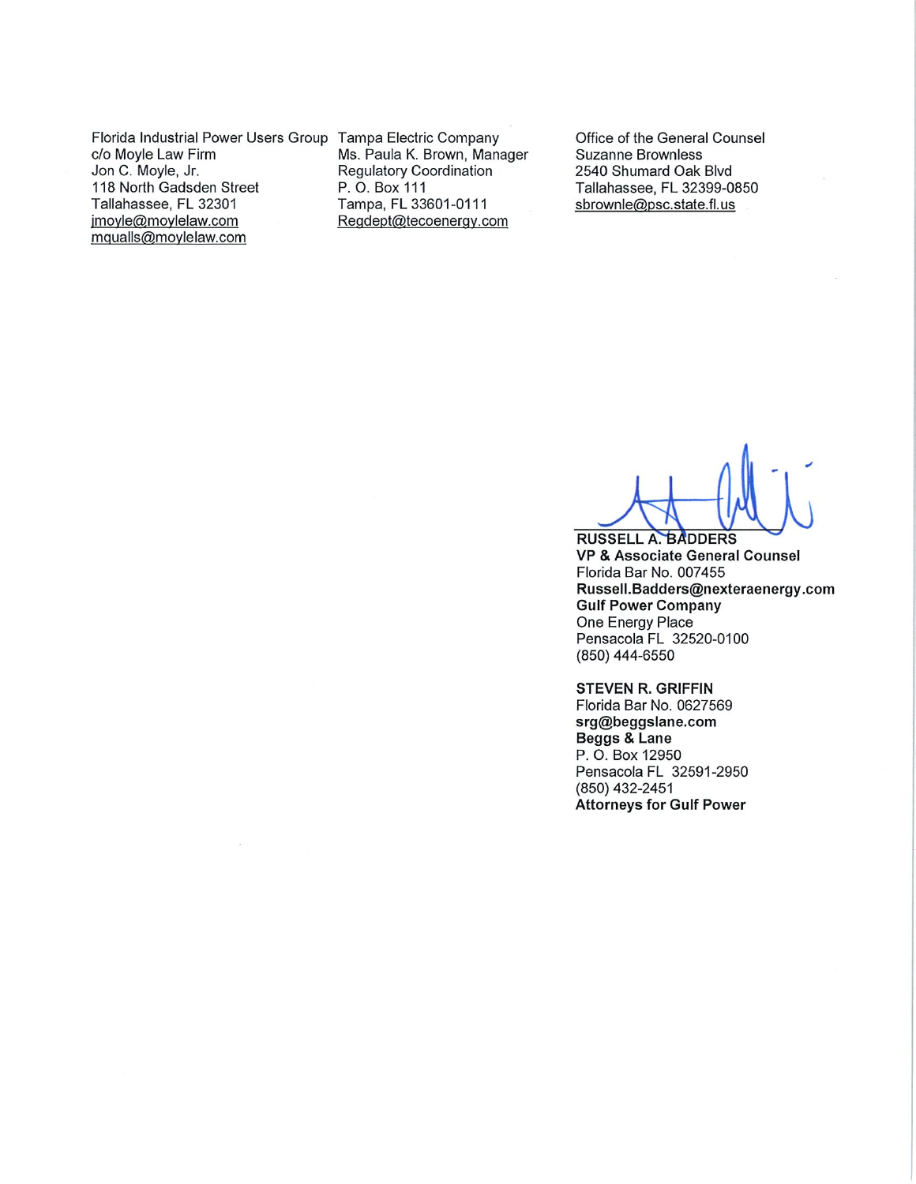Florida Industrial Power Users Group
c/o Moyle Law Firm
Jon C. Moyle, Jr.
118 North Gadsden Street
Tallahassee, FL 32301
jmoyle@moylelaw.com
mqualls@moylelaw.com

Tampa Electric Company
Ms. Paula K. Brown, Manager
Regulatory Coordination
P. O. Box 111
Tampa, FL 33601-0111
Regdept@tecoenergy.com

Office of the General Counsel
Suzanne Brownless
2540 Shumard Oak Blvd
Tallahassee, FL 32399-0850
sbrownle@psc.state.fl.us

**RUSSELL A. BADDERS**
**VP & Associate General Counsel**
Florida Bar No. 007455
**Russell.Badders@nexteraenergy.com**
**Gulf Power Company**
One Energy Place
Pensacola FL 32520-0100
(850) 444-6550

**STEVEN R. GRIFFIN**
Florida Bar No. 0627569
**srg@beggslane.com**
**Beggs & Lane**
P. O. Box 12950
Pensacola FL 32591-2950
(850) 432-2451
**Attorneys for Gulf Power**